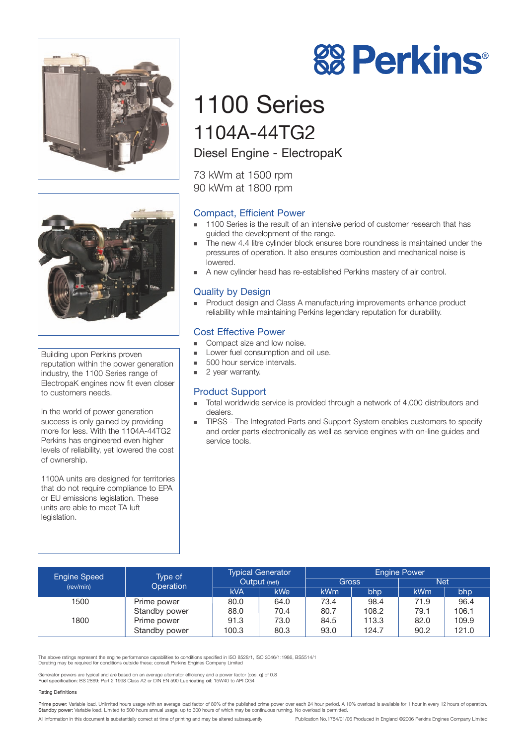# Perkins

# 1100 Series

## 1104A-44TG2

### Diesel Engine - ElectropaK

73 kWm at 1500 rpm
90 kWm at 1800 rpm

Building upon Perkins proven reputation within the power generation industry, the 1100 Series range of ElectropaK engines now fit even closer to customers needs.

In the world of power generation success is only gained by providing more for less. With the 1104A-44TG2 Perkins has engineered even higher levels of reliability, yet lowered the cost of ownership.

1100A units are designed for territories that do not require compliance to EPA or EU emissions legislation. These units are able to meet TA luft legislation.

### Compact, Efficient Power

- 1100 Series is the result of an intensive period of customer research that has guided the development of the range.
- The new 4.4 litre cylinder block ensures bore roundness is maintained under the pressures of operation. It also ensures combustion and mechanical noise is lowered.
- A new cylinder head has re-established Perkins mastery of air control.

### Quality by Design

- Product design and Class A manufacturing improvements enhance product reliability while maintaining Perkins legendary reputation for durability.

### Cost Effective Power

- Compact size and low noise.
- Lower fuel consumption and oil use.
- 500 hour service intervals.
- 2 year warranty.

### Product Support

- Total worldwide service is provided through a network of 4,000 distributors and dealers.
- TIPSS - The Integrated Parts and Support System enables customers to specify and order parts electronically as well as service engines with on-line guides and service tools.

| Engine Speed (rev/min) | Type of Operation | Typical Generator Output (net) | | Engine Power | | | |
|---|---|---|---|---|---|---|---|
| | | | | Gross | | Net | |
| | | kVA | kWe | kWm | bhp | kWm | bhp |
| 1500 | Prime power | 80.0 | 64.0 | 73.4 | 98.4 | 71.9 | 96.4 |
| | Standby power | 88.0 | 70.4 | 80.7 | 108.2 | 79.1 | 106.1 |
| 1800 | Prime power | 91.3 | 73.0 | 84.5 | 113.3 | 82.0 | 109.9 |
| | Standby power | 100.3 | 80.3 | 93.0 | 124.7 | 90.2 | 121.0 |

The above ratings represent the engine performance capabilities to conditions specified in ISO 8528/1, ISO 3046/1:1986, BS5514/1
Derating may be required for conditions outside these; consult Perkins Engines Company Limited

Generator powers are typical and are based on an average alternator efficiency and a power factor (cos. q) of 0.8
**Fuel specification:** BS 2869: Part 2 1998 Class A2 or DIN EN 590 **Lubricating oil:** 15W40 to API CG4

Rating Definitions

**Prime power:** Variable load. Unlimited hours usage with an average load factor of 80% of the published prime power over each 24 hour period. A 10% overload is available for 1 hour in every 12 hours of operation.
**Standby power:** Variable load. Limited to 500 hours annual usage, up to 300 hours of which may be continuous running. No overload is permitted.

All information in this document is substantially correct at time of printing and may be altered subsequently

Publication No.1784/01/06 Produced in England ©2006 Perkins Engines Company Limited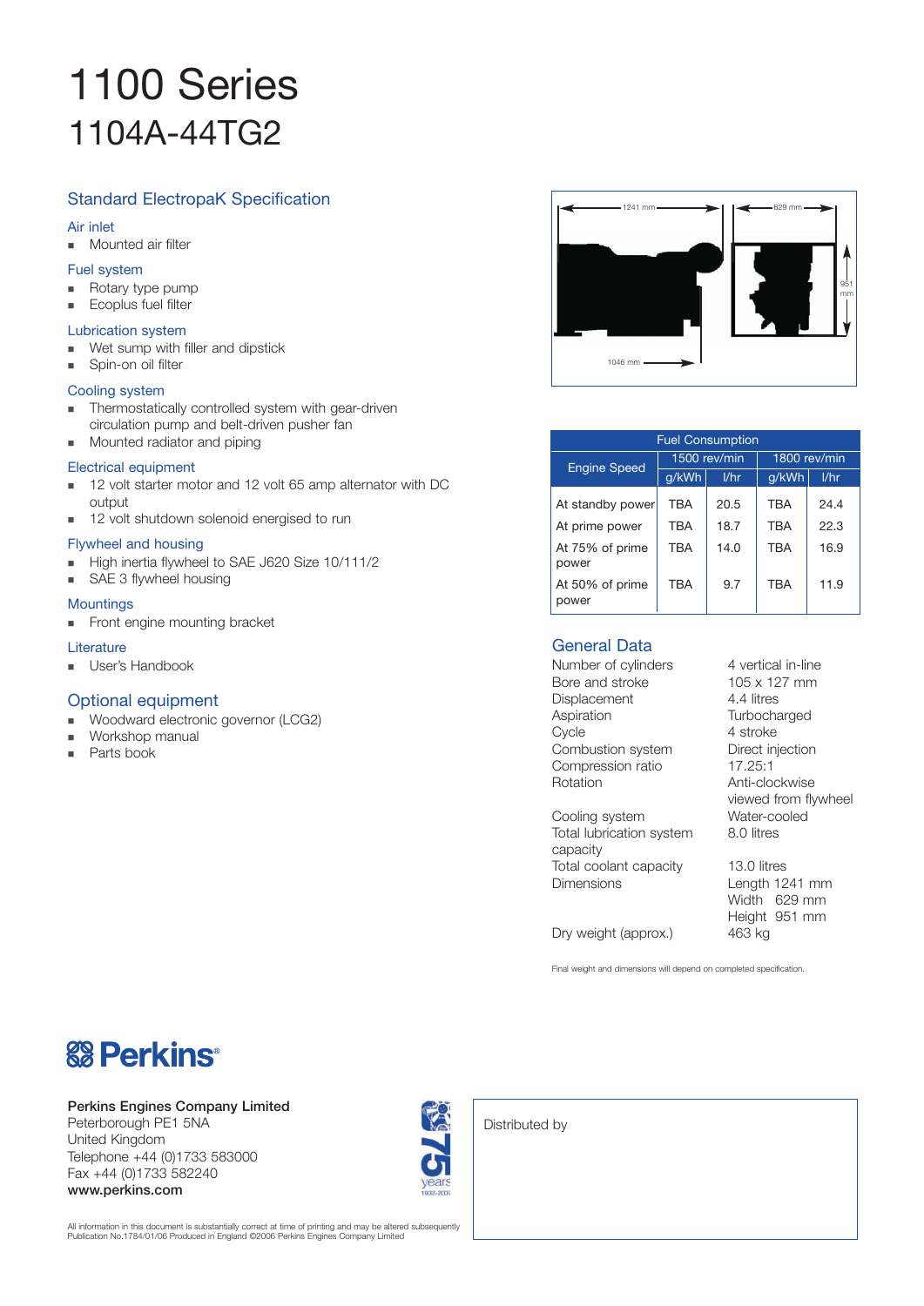# 1100 Series
## 1104A-44TG2

### Standard ElectropaK Specification

**Air inlet**
- Mounted air filter

**Fuel system**
- Rotary type pump
- Ecoplus fuel filter

**Lubrication system**
- Wet sump with filler and dipstick
- Spin-on oil filter

**Cooling system**
- Thermostatically controlled system with gear-driven circulation pump and belt-driven pusher fan
- Mounted radiator and piping

**Electrical equipment**
- 12 volt starter motor and 12 volt 65 amp alternator with DC output
- 12 volt shutdown solenoid energised to run

**Flywheel and housing**
- High inertia flywheel to SAE J620 Size 10/111/2
- SAE 3 flywheel housing

**Mountings**
- Front engine mounting bracket

**Literature**
- User's Handbook

### Optional equipment
- Woodward electronic governor (LCG2)
- Workshop manual
- Parts book

1241 mm
629 mm
951 mm
1046 mm

| Fuel Consumption | | | | |
|---|---|---|---|---|
| Engine Speed | 1500 rev/min | | 1800 rev/min | |
| | g/kWh | l/hr | g/kWh | l/hr |
| At standby power | TBA | 20.5 | TBA | 24.4 |
| At prime power | TBA | 18.7 | TBA | 22.3 |
| At 75% of prime power | TBA | 14.0 | TBA | 16.9 |
| At 50% of prime power | TBA | 9.7 | TBA | 11.9 |

### General Data

| | |
|---|---|
| Number of cylinders | 4 vertical in-line |
| Bore and stroke | 105 x 127 mm |
| Displacement | 4.4 litres |
| Aspiration | Turbocharged |
| Cycle | 4 stroke |
| Combustion system | Direct injection |
| Compression ratio | 17.25:1 |
| Rotation | Anti-clockwise viewed from flywheel |
| Cooling system | Water-cooled |
| Total lubrication system capacity | 8.0 litres |
| Total coolant capacity | 13.0 litres |
| Dimensions | Length 1241 mm<br>Width 629 mm<br>Height 951 mm |
| Dry weight (approx.) | 463 kg |

Final weight and dimensions will depend on completed specification.

**Perkins**

**Perkins Engines Company Limited**
Peterborough PE1 5NA
United Kingdom
Telephone +44 (0)1733 583000
Fax +44 (0)1733 582240
**www.perkins.com**

75 years 1932-2007

Distributed by

All information in this document is substantially correct at time of printing and may be altered subsequently
Publication No.1784/01/06 Produced in England ©2006 Perkins Engines Company Limited